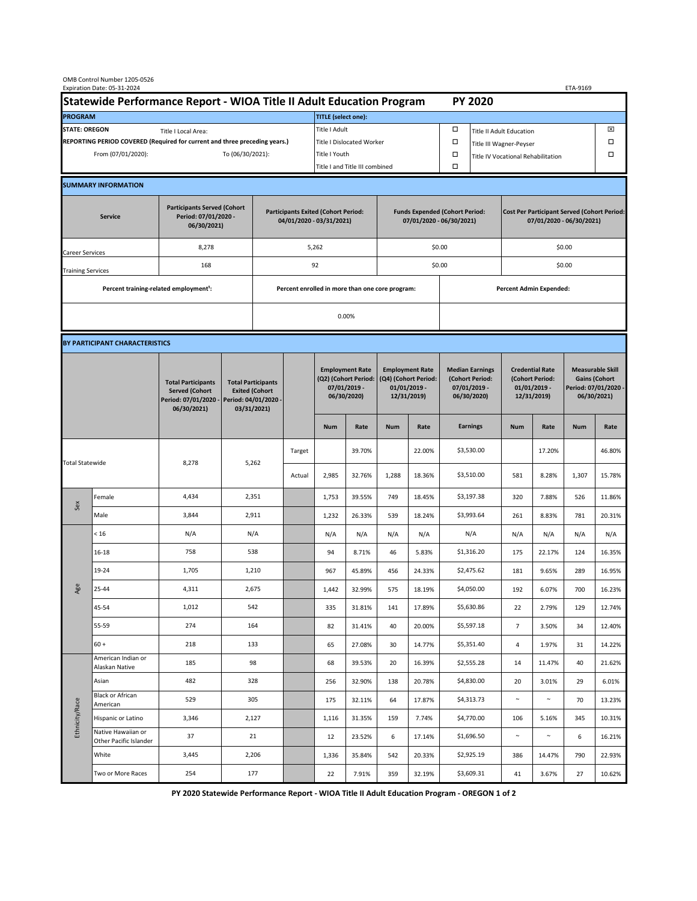OMB Control Number 1205-0526
Expiration Date: 05-31-2024

ETA-9169

# Statewide Performance Report - WIOA Title II Adult Education Program — PY 2020

| PROGRAM | | TITLE (select one): | | | |
|---|---|---|---|---|---|
| STATE: OREGON | Title I Local Area: | Title I Adult | ☐ | Title II Adult Education | ☒ |
| REPORTING PERIOD COVERED (Required for current and three preceding years.) | | Title I Dislocated Worker | ☐ | Title III Wagner-Peyser | ☐ |
| From (07/01/2020): | To (06/30/2021): | Title I Youth | ☐ | Title IV Vocational Rehabilitation | ☐ |
| | | Title I and Title III combined | ☐ | | |

## SUMMARY INFORMATION

| Service | Participants Served (Cohort Period: 07/01/2020 - 06/30/2021) | Participants Exited (Cohort Period: 04/01/2020 - 03/31/2021) | Funds Expended (Cohort Period: 07/01/2020 - 06/30/2021) | Cost Per Participant Served (Cohort Period: 07/01/2020 - 06/30/2021) |
|---|---|---|---|---|
| Career Services | 8,278 | 5,262 | $0.00 | $0.00 |
| Training Services | 168 | 92 | $0.00 | $0.00 |

| Percent training-related employment[1]: | Percent enrolled in more than one core program: | Percent Admin Expended: |
|---|---|---|
| | 0.00% | |

## BY PARTICIPANT CHARACTERISTICS

| | | Total Participants Served (Cohort Period: 07/01/2020 - 06/30/2021) | Total Participants Exited (Cohort Period: 04/01/2020 - 03/31/2021) | | Employment Rate (Q2) (Cohort Period: 07/01/2019 - 06/30/2020) | | Employment Rate (Q4) (Cohort Period: 01/01/2019 - 12/31/2019) | | Median Earnings (Cohort Period: 07/01/2019 - 06/30/2020) | Credential Rate (Cohort Period: 01/01/2019 - 12/31/2019) | | Measurable Skill Gains (Cohort Period: 07/01/2020 - 06/30/2021) | |
|---|---|---|---|---|---|---|---|---|---|---|---|---|---|
| | | | | | Num | Rate | Num | Rate | Earnings | Num | Rate | Num | Rate |
| Total Statewide | | 8,278 | 5,262 | Target | | 39.70% | | 22.00% | $3,530.00 | | 17.20% | | 46.80% |
| | | | | Actual | 2,985 | 32.76% | 1,288 | 18.36% | $3,510.00 | 581 | 8.28% | 1,307 | 15.78% |
| Sex | Female | 4,434 | 2,351 | | 1,753 | 39.55% | 749 | 18.45% | $3,197.38 | 320 | 7.88% | 526 | 11.86% |
| | Male | 3,844 | 2,911 | | 1,232 | 26.33% | 539 | 18.24% | $3,993.64 | 261 | 8.83% | 781 | 20.31% |
| Age | < 16 | N/A | N/A | | N/A | N/A | N/A | N/A | N/A | N/A | N/A | N/A | N/A |
| | 16-18 | 758 | 538 | | 94 | 8.71% | 46 | 5.83% | $1,316.20 | 175 | 22.17% | 124 | 16.35% |
| | 19-24 | 1,705 | 1,210 | | 967 | 45.89% | 456 | 24.33% | $2,475.62 | 181 | 9.65% | 289 | 16.95% |
| | 25-44 | 4,311 | 2,675 | | 1,442 | 32.99% | 575 | 18.19% | $4,050.00 | 192 | 6.07% | 700 | 16.23% |
| | 45-54 | 1,012 | 542 | | 335 | 31.81% | 141 | 17.89% | $5,630.86 | 22 | 2.79% | 129 | 12.74% |
| | 55-59 | 274 | 164 | | 82 | 31.41% | 40 | 20.00% | $5,597.18 | 7 | 3.50% | 34 | 12.40% |
| | 60 + | 218 | 133 | | 65 | 27.08% | 30 | 14.77% | $5,351.40 | 4 | 1.97% | 31 | 14.22% |
| Ethnicity/Race | American Indian or Alaskan Native | 185 | 98 | | 68 | 39.53% | 20 | 16.39% | $2,555.28 | 14 | 11.47% | 40 | 21.62% |
| | Asian | 482 | 328 | | 256 | 32.90% | 138 | 20.78% | $4,830.00 | 20 | 3.01% | 29 | 6.01% |
| | Black or African American | 529 | 305 | | 175 | 32.11% | 64 | 17.87% | $4,313.73 | ~ | ~ | 70 | 13.23% |
| | Hispanic or Latino | 3,346 | 2,127 | | 1,116 | 31.35% | 159 | 7.74% | $4,770.00 | 106 | 5.16% | 345 | 10.31% |
| | Native Hawaiian or Other Pacific Islander | 37 | 21 | | 12 | 23.52% | 6 | 17.14% | $1,696.50 | ~ | ~ | 6 | 16.21% |
| | White | 3,445 | 2,206 | | 1,336 | 35.84% | 542 | 20.33% | $2,925.19 | 386 | 14.47% | 790 | 22.93% |
| | Two or More Races | 254 | 177 | | 22 | 7.91% | 359 | 32.19% | $3,609.31 | 41 | 3.67% | 27 | 10.62% |

PY 2020 Statewide Performance Report - WIOA Title II Adult Education Program - OREGON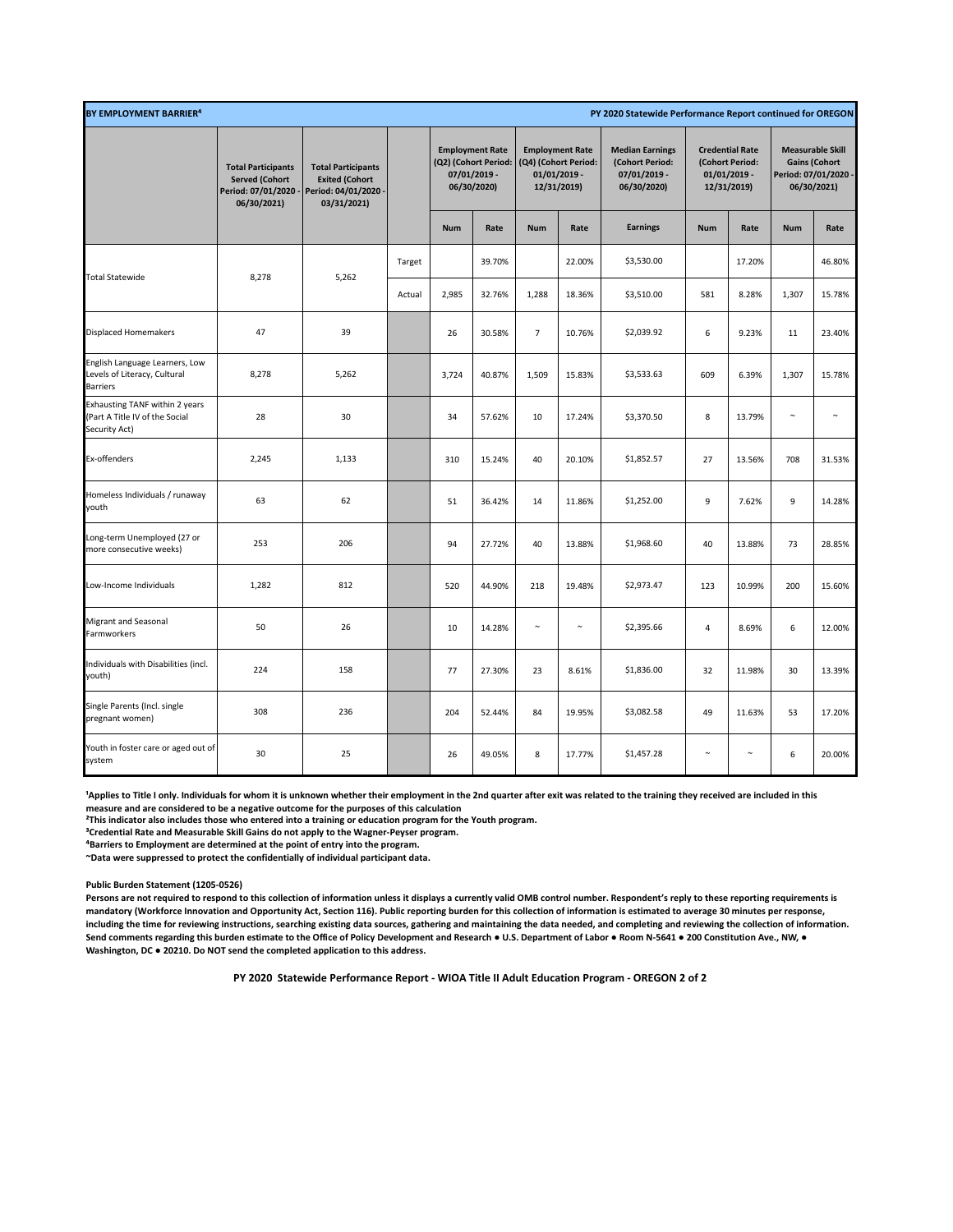| BY EMPLOYMENT BARRIER[4] | | | | PY 2020 Statewide Performance Report continued for OREGON | | | | | | | | | |
|---|---|---|---|---|---|---|---|---|---|---|---|---|---|
| | Total Participants Served (Cohort Period: 07/01/2020 - 06/30/2021) | Total Participants Exited (Cohort Period: 04/01/2020 - 03/31/2021) | | Employment Rate (Q2) (Cohort Period: 07/01/2019 - 06/30/2020) | | Employment Rate (Q4) (Cohort Period: 01/01/2019 - 12/31/2019) | | Median Earnings (Cohort Period: 07/01/2019 - 06/30/2020) | Credential Rate (Cohort Period: 01/01/2019 - 12/31/2019) | | Measurable Skill Gains (Cohort Period: 07/01/2020 - 06/30/2021) | |
| | | | | Num | Rate | Num | Rate | Earnings | Num | Rate | Num | Rate |
| Total Statewide | 8,278 | 5,262 | Target | | 39.70% | | 22.00% | $3,530.00 | | 17.20% | | 46.80% |
| | | | Actual | 2,985 | 32.76% | 1,288 | 18.36% | $3,510.00 | 581 | 8.28% | 1,307 | 15.78% |
| Displaced Homemakers | 47 | 39 | | 26 | 30.58% | 7 | 10.76% | $2,039.92 | 6 | 9.23% | 11 | 23.40% |
| English Language Learners, Low Levels of Literacy, Cultural Barriers | 8,278 | 5,262 | | 3,724 | 40.87% | 1,509 | 15.83% | $3,533.63 | 609 | 6.39% | 1,307 | 15.78% |
| Exhausting TANF within 2 years (Part A Title IV of the Social Security Act) | 28 | 30 | | 34 | 57.62% | 10 | 17.24% | $3,370.50 | 8 | 13.79% | ~ | ~ |
| Ex-offenders | 2,245 | 1,133 | | 310 | 15.24% | 40 | 20.10% | $1,852.57 | 27 | 13.56% | 708 | 31.53% |
| Homeless Individuals / runaway youth | 63 | 62 | | 51 | 36.42% | 14 | 11.86% | $1,252.00 | 9 | 7.62% | 9 | 14.28% |
| Long-term Unemployed (27 or more consecutive weeks) | 253 | 206 | | 94 | 27.72% | 40 | 13.88% | $1,968.60 | 40 | 13.88% | 73 | 28.85% |
| Low-Income Individuals | 1,282 | 812 | | 520 | 44.90% | 218 | 19.48% | $2,973.47 | 123 | 10.99% | 200 | 15.60% |
| Migrant and Seasonal Farmworkers | 50 | 26 | | 10 | 14.28% | ~ | ~ | $2,395.66 | 4 | 8.69% | 6 | 12.00% |
| Individuals with Disabilities (incl. youth) | 224 | 158 | | 77 | 27.30% | 23 | 8.61% | $1,836.00 | 32 | 11.98% | 30 | 13.39% |
| Single Parents (Incl. single pregnant women) | 308 | 236 | | 204 | 52.44% | 84 | 19.95% | $3,082.58 | 49 | 11.63% | 53 | 17.20% |
| Youth in foster care or aged out of system | 30 | 25 | | 26 | 49.05% | 8 | 17.77% | $1,457.28 | ~ | ~ | 6 | 20.00% |

**[1]Applies to Title I only. Individuals for whom it is unknown whether their employment in the 2nd quarter after exit was related to the training they received are included in this measure and are considered to be a negative outcome for the purposes of this calculation**

**[2]This indicator also includes those who entered into a training or education program for the Youth program.**

**[3]Credential Rate and Measurable Skill Gains do not apply to the Wagner-Peyser program.**

**[4]Barriers to Employment are determined at the point of entry into the program.**

**~Data were suppressed to protect the confidentially of individual participant data.**

**Public Burden Statement (1205-0526)**

**Persons are not required to respond to this collection of information unless it displays a currently valid OMB control number. Respondent's reply to these reporting requirements is mandatory (Workforce Innovation and Opportunity Act, Section 116). Public reporting burden for this collection of information is estimated to average 30 minutes per response, including the time for reviewing instructions, searching existing data sources, gathering and maintaining the data needed, and completing and reviewing the collection of information. Send comments regarding this burden estimate to the Office of Policy Development and Research ● U.S. Department of Labor ● Room N-5641 ● 200 Constitution Ave., NW, ● Washington, DC ● 20210. Do NOT send the completed application to this address.**

**PY 2020 Statewide Performance Report - WIOA Title II Adult Education Program - OREGON 2 of 2**